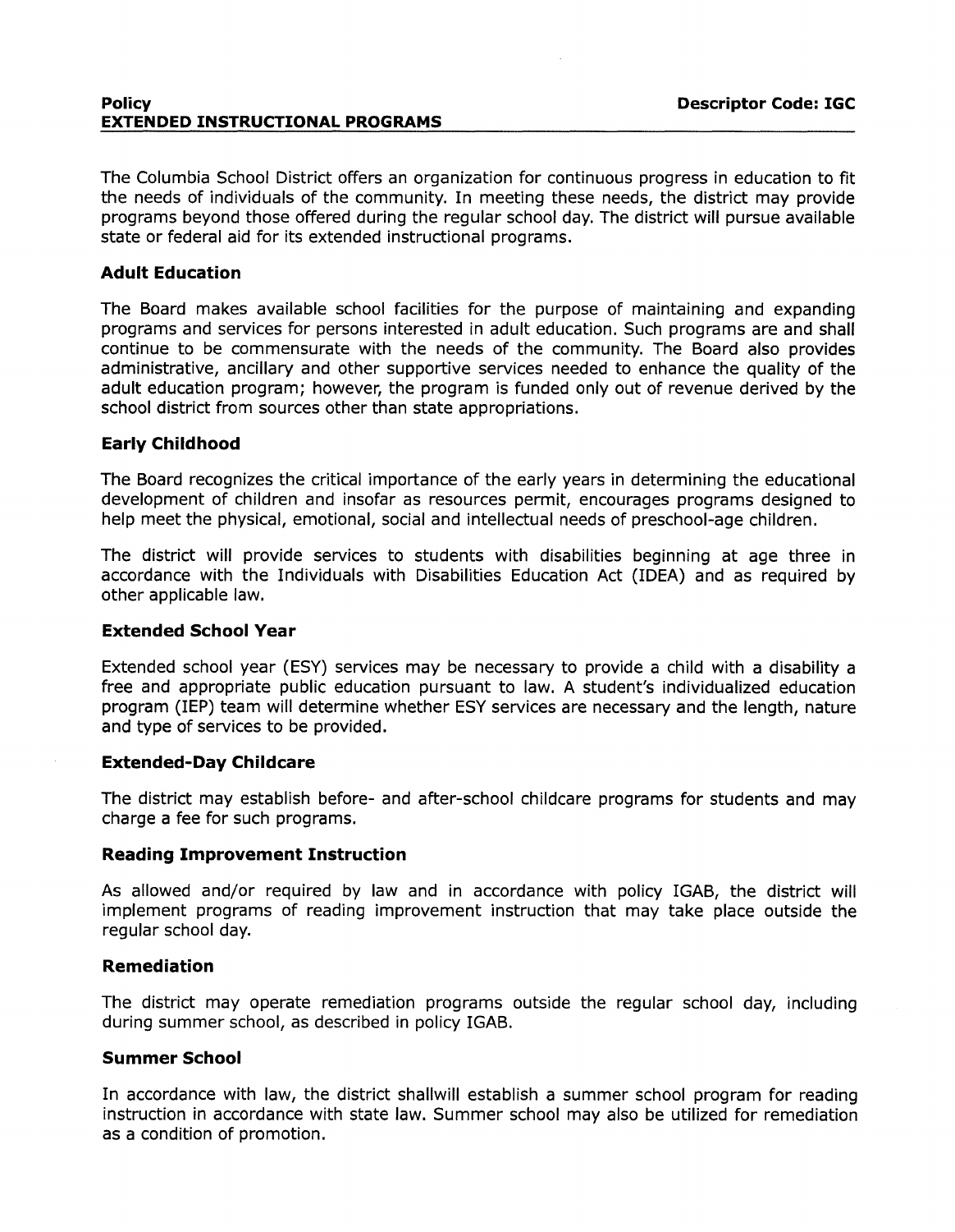**Policy** **Descriptor Code: IGC**

# EXTENDED INSTRUCTIONAL PROGRAMS

The Columbia School District offers an organization for continuous progress in education to fit the needs of individuals of the community. In meeting these needs, the district may provide programs beyond those offered during the regular school day. The district will pursue available state or federal aid for its extended instructional programs.

## Adult Education

The Board makes available school facilities for the purpose of maintaining and expanding programs and services for persons interested in adult education. Such programs are and shall continue to be commensurate with the needs of the community. The Board also provides administrative, ancillary and other supportive services needed to enhance the quality of the adult education program; however, the program is funded only out of revenue derived by the school district from sources other than state appropriations.

## Early Childhood

The Board recognizes the critical importance of the early years in determining the educational development of children and insofar as resources permit, encourages programs designed to help meet the physical, emotional, social and intellectual needs of preschool-age children.

The district will provide services to students with disabilities beginning at age three in accordance with the Individuals with Disabilities Education Act (IDEA) and as required by other applicable law.

## Extended School Year

Extended school year (ESY) services may be necessary to provide a child with a disability a free and appropriate public education pursuant to law. A student's individualized education program (IEP) team will determine whether ESY services are necessary and the length, nature and type of services to be provided.

## Extended-Day Childcare

The district may establish before- and after-school childcare programs for students and may charge a fee for such programs.

## Reading Improvement Instruction

As allowed and/or required by law and in accordance with policy IGAB, the district will implement programs of reading improvement instruction that may take place outside the regular school day.

## Remediation

The district may operate remediation programs outside the regular school day, including during summer school, as described in policy IGAB.

## Summer School

In accordance with law, the district shallwill establish a summer school program for reading instruction in accordance with state law. Summer school may also be utilized for remediation as a condition of promotion.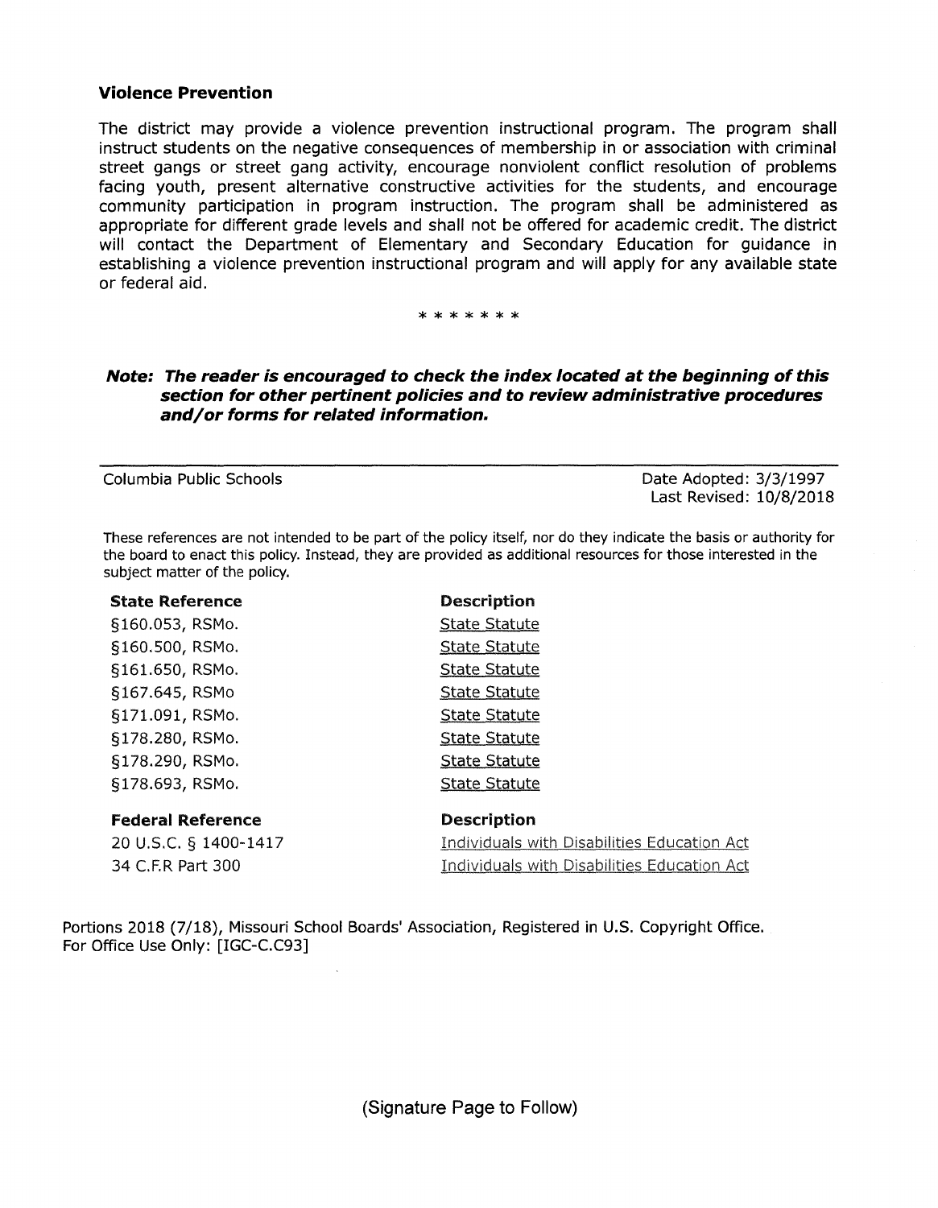### Violence Prevention

The district may provide a violence prevention instructional program. The program shall instruct students on the negative consequences of membership in or association with criminal street gangs or street gang activity, encourage nonviolent conflict resolution of problems facing youth, present alternative constructive activities for the students, and encourage community participation in program instruction. The program shall be administered as appropriate for different grade levels and shall not be offered for academic credit. The district will contact the Department of Elementary and Secondary Education for guidance in establishing a violence prevention instructional program and will apply for any available state or federal aid.

\* \* \* \* \* \* \*

***Note: The reader is encouraged to check the index located at the beginning of this section for other pertinent policies and to review administrative procedures and/or forms for related information.***

---

Columbia Public Schools

Date Adopted: 3/3/1997
Last Revised: 10/8/2018

These references are not intended to be part of the policy itself, nor do they indicate the basis or authority for the board to enact this policy. Instead, they are provided as additional resources for those interested in the subject matter of the policy.

| State Reference | Description |
| --- | --- |
| §160.053, RSMo. | State Statute |
| §160.500, RSMo. | State Statute |
| §161.650, RSMo. | State Statute |
| §167.645, RSMo | State Statute |
| §171.091, RSMo. | State Statute |
| §178.280, RSMo. | State Statute |
| §178.290, RSMo. | State Statute |
| §178.693, RSMo. | State Statute |

| Federal Reference | Description |
| --- | --- |
| 20 U.S.C. § 1400-1417 | Individuals with Disabilities Education Act |
| 34 C.F.R Part 300 | Individuals with Disabilities Education Act |

Portions 2018 (7/18), Missouri School Boards' Association, Registered in U.S. Copyright Office.
For Office Use Only: [IGC-C.C93]

(Signature Page to Follow)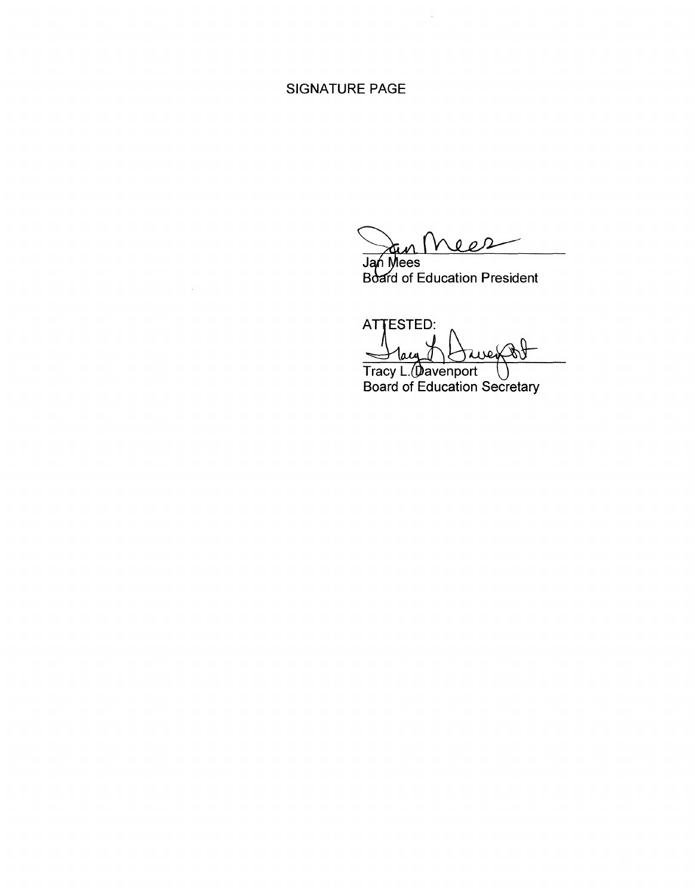SIGNATURE PAGE

Jan Mees
Board of Education President

ATTESTED:

Tracy L. Davenport
Board of Education Secretary